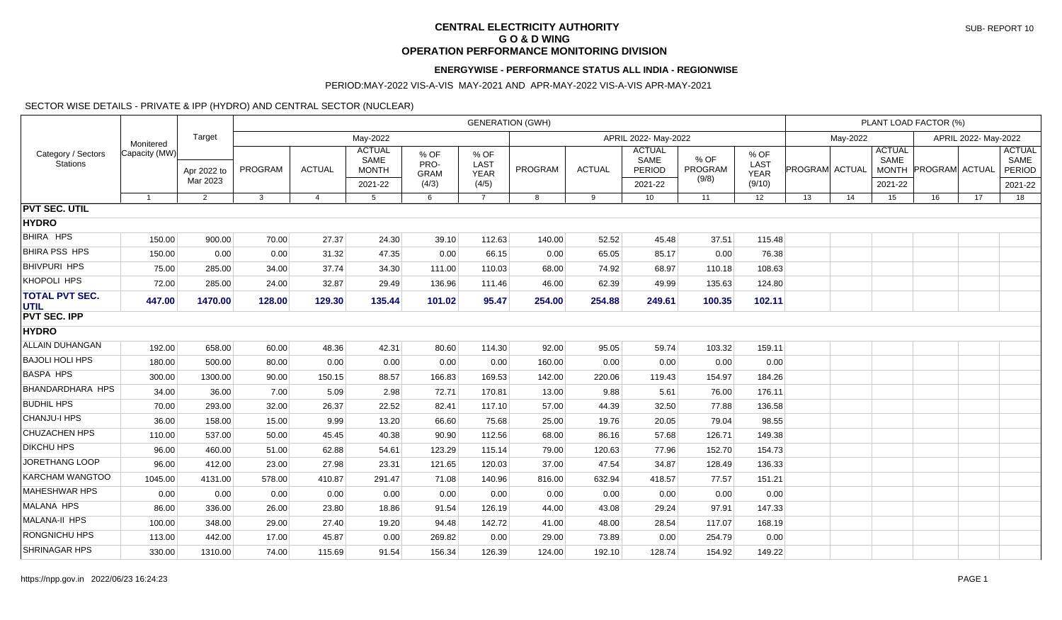# CENTRAL ELECTRICITY AUTHORITY
## G O & D WING
## OPERATION PERFORMANCE MONITORING DIVISION

SUB- REPORT 10

### ENERGYWISE - PERFORMANCE STATUS ALL INDIA - REGIONWISE

PERIOD:MAY-2022 VIS-A-VIS MAY-2021 AND APR-MAY-2022 VIS-A-VIS APR-MAY-2021

SECTOR WISE DETAILS - PRIVATE & IPP (HYDRO) AND CENTRAL SECTOR (NUCLEAR)

| Category / Sectors Stations | Monitered Capacity (MW) | Target | GENERATION (GWH) | | | | | | | | | | PLANT LOAD FACTOR (%) | | | | | |
|---|---|---|---|---|---|---|---|---|---|---|---|---|---|---|---|---|---|---|
| | | | May-2022 | | | | | APRIL 2022- May-2022 | | | | | May-2022 | | | APRIL 2022- May-2022 | | |
| | | Apr 2022 to Mar 2023 | PROGRAM | ACTUAL | ACTUAL SAME MONTH 2021-22 | % OF PRO-GRAM (4/3) | % OF LAST YEAR (4/5) | PROGRAM | ACTUAL | ACTUAL SAME PERIOD 2021-22 | % OF PROGRAM (9/8) | % OF LAST YEAR (9/10) | PROGRAM | ACTUAL | ACTUAL SAME MONTH 2021-22 | PROGRAM | ACTUAL | ACTUAL SAME PERIOD 2021-22 |
| | 1 | 2 | 3 | 4 | 5 | 6 | 7 | 8 | 9 | 10 | 11 | 12 | 13 | 14 | 15 | 16 | 17 | 18 |
| **PVT SEC. UTIL** | | | | | | | | | | | | | | | | | | |
| **HYDRO** | | | | | | | | | | | | | | | | | | |
| BHIRA HPS | 150.00 | 900.00 | 70.00 | 27.37 | 24.30 | 39.10 | 112.63 | 140.00 | 52.52 | 45.48 | 37.51 | 115.48 | | | | | | |
| BHIRA PSS HPS | 150.00 | 0.00 | 0.00 | 31.32 | 47.35 | 0.00 | 66.15 | 0.00 | 65.05 | 85.17 | 0.00 | 76.38 | | | | | | |
| BHIVPURI HPS | 75.00 | 285.00 | 34.00 | 37.74 | 34.30 | 111.00 | 110.03 | 68.00 | 74.92 | 68.97 | 110.18 | 108.63 | | | | | | |
| KHOPOLI HPS | 72.00 | 285.00 | 24.00 | 32.87 | 29.49 | 136.96 | 111.46 | 46.00 | 62.39 | 49.99 | 135.63 | 124.80 | | | | | | |
| **TOTAL PVT SEC. UTIL** | **447.00** | **1470.00** | **128.00** | **129.30** | **135.44** | **101.02** | **95.47** | **254.00** | **254.88** | **249.61** | **100.35** | **102.11** | | | | | | |
| **PVT SEC. IPP** | | | | | | | | | | | | | | | | | | |
| **HYDRO** | | | | | | | | | | | | | | | | | | |
| ALLAIN DUHANGAN | 192.00 | 658.00 | 60.00 | 48.36 | 42.31 | 80.60 | 114.30 | 92.00 | 95.05 | 59.74 | 103.32 | 159.11 | | | | | | |
| BAJOLI HOLI HPS | 180.00 | 500.00 | 80.00 | 0.00 | 0.00 | 0.00 | 0.00 | 160.00 | 0.00 | 0.00 | 0.00 | 0.00 | | | | | | |
| BASPA HPS | 300.00 | 1300.00 | 90.00 | 150.15 | 88.57 | 166.83 | 169.53 | 142.00 | 220.06 | 119.43 | 154.97 | 184.26 | | | | | | |
| BHANDARDHARA HPS | 34.00 | 36.00 | 7.00 | 5.09 | 2.98 | 72.71 | 170.81 | 13.00 | 9.88 | 5.61 | 76.00 | 176.11 | | | | | | |
| BUDHIL HPS | 70.00 | 293.00 | 32.00 | 26.37 | 22.52 | 82.41 | 117.10 | 57.00 | 44.39 | 32.50 | 77.88 | 136.58 | | | | | | |
| CHANJU-I HPS | 36.00 | 158.00 | 15.00 | 9.99 | 13.20 | 66.60 | 75.68 | 25.00 | 19.76 | 20.05 | 79.04 | 98.55 | | | | | | |
| CHUZACHEN HPS | 110.00 | 537.00 | 50.00 | 45.45 | 40.38 | 90.90 | 112.56 | 68.00 | 86.16 | 57.68 | 126.71 | 149.38 | | | | | | |
| DIKCHU HPS | 96.00 | 460.00 | 51.00 | 62.88 | 54.61 | 123.29 | 115.14 | 79.00 | 120.63 | 77.96 | 152.70 | 154.73 | | | | | | |
| JORETHANG LOOP | 96.00 | 412.00 | 23.00 | 27.98 | 23.31 | 121.65 | 120.03 | 37.00 | 47.54 | 34.87 | 128.49 | 136.33 | | | | | | |
| KARCHAM WANGTOO | 1045.00 | 4131.00 | 578.00 | 410.87 | 291.47 | 71.08 | 140.96 | 816.00 | 632.94 | 418.57 | 77.57 | 151.21 | | | | | | |
| MAHESHWAR HPS | 0.00 | 0.00 | 0.00 | 0.00 | 0.00 | 0.00 | 0.00 | 0.00 | 0.00 | 0.00 | 0.00 | 0.00 | | | | | | |
| MALANA HPS | 86.00 | 336.00 | 26.00 | 23.80 | 18.86 | 91.54 | 126.19 | 44.00 | 43.08 | 29.24 | 97.91 | 147.33 | | | | | | |
| MALANA-II HPS | 100.00 | 348.00 | 29.00 | 27.40 | 19.20 | 94.48 | 142.72 | 41.00 | 48.00 | 28.54 | 117.07 | 168.19 | | | | | | |
| RONGNICHU HPS | 113.00 | 442.00 | 17.00 | 45.87 | 0.00 | 269.82 | 0.00 | 29.00 | 73.89 | 0.00 | 254.79 | 0.00 | | | | | | |
| SHRINAGAR HPS | 330.00 | 1310.00 | 74.00 | 115.69 | 91.54 | 156.34 | 126.39 | 124.00 | 192.10 | 128.74 | 154.92 | 149.22 | | | | | | |

https://npp.gov.in 2022/06/23 16:24:23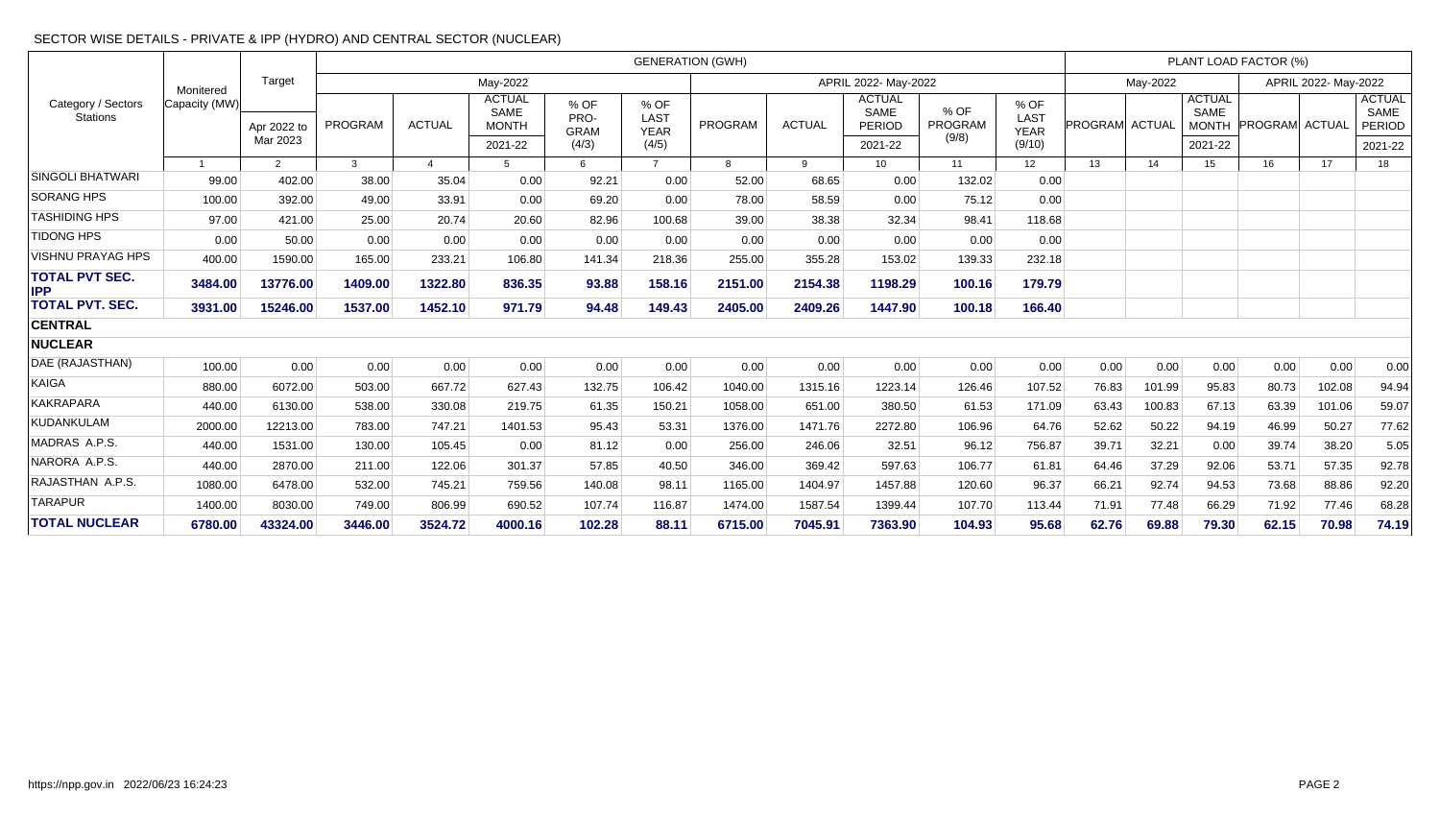SECTOR WISE DETAILS - PRIVATE & IPP (HYDRO) AND CENTRAL SECTOR (NUCLEAR)

| Category / Sectors Stations | Monitered Capacity (MW) | Target | GENERATION (GWH) | | | | | | | | | | PLANT LOAD FACTOR (%) | | | | | |
|---|---|---|---|---|---|---|---|---|---|---|---|---|---|---|---|---|---|---|
| | | | May-2022 | | | | | APRIL 2022- May-2022 | | | | | May-2022 | | | APRIL 2022- May-2022 | | |
| | | Apr 2022 to Mar 2023 | PROGRAM | ACTUAL | ACTUAL SAME MONTH 2021-22 | % OF PRO-GRAM (4/3) | % OF LAST YEAR (4/5) | PROGRAM | ACTUAL | ACTUAL SAME PERIOD 2021-22 | % OF PROGRAM (9/8) | % OF LAST YEAR (9/10) | PROGRAM | ACTUAL | ACTUAL SAME MONTH 2021-22 | PROGRAM | ACTUAL | ACTUAL SAME PERIOD 2021-22 |
| | 1 | 2 | 3 | 4 | 5 | 6 | 7 | 8 | 9 | 10 | 11 | 12 | 13 | 14 | 15 | 16 | 17 | 18 |
| SINGOLI BHATWARI | 99.00 | 402.00 | 38.00 | 35.04 | 0.00 | 92.21 | 0.00 | 52.00 | 68.65 | 0.00 | 132.02 | 0.00 | | | | | | |
| SORANG HPS | 100.00 | 392.00 | 49.00 | 33.91 | 0.00 | 69.20 | 0.00 | 78.00 | 58.59 | 0.00 | 75.12 | 0.00 | | | | | | |
| TASHIDING HPS | 97.00 | 421.00 | 25.00 | 20.74 | 20.60 | 82.96 | 100.68 | 39.00 | 38.38 | 32.34 | 98.41 | 118.68 | | | | | | |
| TIDONG HPS | 0.00 | 50.00 | 0.00 | 0.00 | 0.00 | 0.00 | 0.00 | 0.00 | 0.00 | 0.00 | 0.00 | 0.00 | | | | | | |
| VISHNU PRAYAG HPS | 400.00 | 1590.00 | 165.00 | 233.21 | 106.80 | 141.34 | 218.36 | 255.00 | 355.28 | 153.02 | 139.33 | 232.18 | | | | | | |
| **TOTAL PVT SEC. IPP** | **3484.00** | **13776.00** | **1409.00** | **1322.80** | **836.35** | **93.88** | **158.16** | **2151.00** | **2154.38** | **1198.29** | **100.16** | **179.79** | | | | | | |
| **TOTAL PVT. SEC.** | **3931.00** | **15246.00** | **1537.00** | **1452.10** | **971.79** | **94.48** | **149.43** | **2405.00** | **2409.26** | **1447.90** | **100.18** | **166.40** | | | | | | |
| **CENTRAL** | | | | | | | | | | | | | | | | | | |
| **NUCLEAR** | | | | | | | | | | | | | | | | | | |
| DAE (RAJASTHAN) | 100.00 | 0.00 | 0.00 | 0.00 | 0.00 | 0.00 | 0.00 | 0.00 | 0.00 | 0.00 | 0.00 | 0.00 | 0.00 | 0.00 | 0.00 | 0.00 | 0.00 | 0.00 |
| KAIGA | 880.00 | 6072.00 | 503.00 | 667.72 | 627.43 | 132.75 | 106.42 | 1040.00 | 1315.16 | 1223.14 | 126.46 | 107.52 | 76.83 | 101.99 | 95.83 | 80.73 | 102.08 | 94.94 |
| KAKRAPARA | 440.00 | 6130.00 | 538.00 | 330.08 | 219.75 | 61.35 | 150.21 | 1058.00 | 651.00 | 380.50 | 61.53 | 171.09 | 63.43 | 100.83 | 67.13 | 63.39 | 101.06 | 59.07 |
| KUDANKULAM | 2000.00 | 12213.00 | 783.00 | 747.21 | 1401.53 | 95.43 | 53.31 | 1376.00 | 1471.76 | 2272.80 | 106.96 | 64.76 | 52.62 | 50.22 | 94.19 | 46.99 | 50.27 | 77.62 |
| MADRAS A.P.S. | 440.00 | 1531.00 | 130.00 | 105.45 | 0.00 | 81.12 | 0.00 | 256.00 | 246.06 | 32.51 | 96.12 | 756.87 | 39.71 | 32.21 | 0.00 | 39.74 | 38.20 | 5.05 |
| NARORA A.P.S. | 440.00 | 2870.00 | 211.00 | 122.06 | 301.37 | 57.85 | 40.50 | 346.00 | 369.42 | 597.63 | 106.77 | 61.81 | 64.46 | 37.29 | 92.06 | 53.71 | 57.35 | 92.78 |
| RAJASTHAN A.P.S. | 1080.00 | 6478.00 | 532.00 | 745.21 | 759.56 | 140.08 | 98.11 | 1165.00 | 1404.97 | 1457.88 | 120.60 | 96.37 | 66.21 | 92.74 | 94.53 | 73.68 | 88.86 | 92.20 |
| TARAPUR | 1400.00 | 8030.00 | 749.00 | 806.99 | 690.52 | 107.74 | 116.87 | 1474.00 | 1587.54 | 1399.44 | 107.70 | 113.44 | 71.91 | 77.48 | 66.29 | 71.92 | 77.46 | 68.28 |
| **TOTAL NUCLEAR** | **6780.00** | **43324.00** | **3446.00** | **3524.72** | **4000.16** | **102.28** | **88.11** | **6715.00** | **7045.91** | **7363.90** | **104.93** | **95.68** | **62.76** | **69.88** | **79.30** | **62.15** | **70.98** | **74.19** |

https://npp.gov.in 2022/06/23 16:24:23